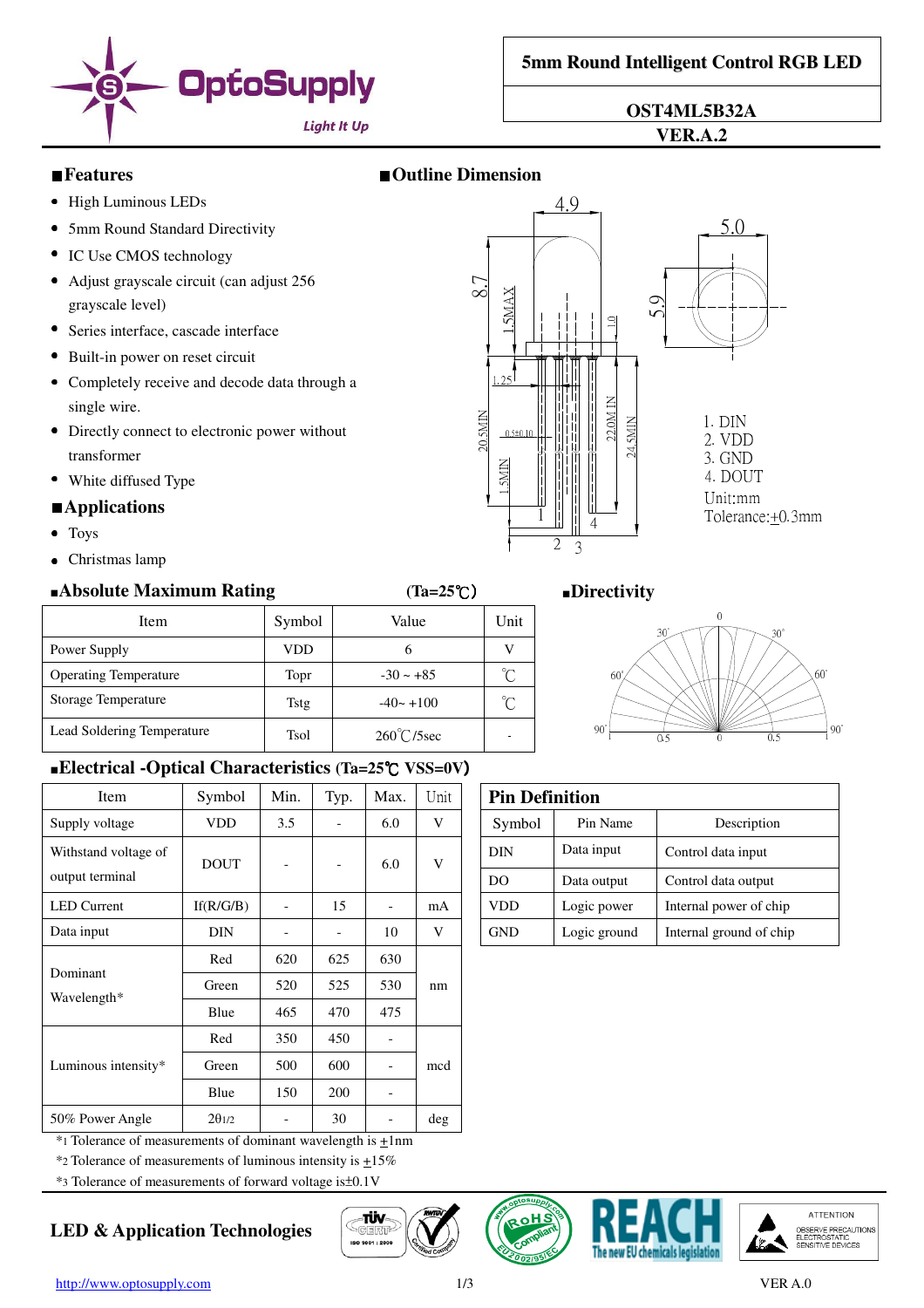# 5mm Round Intelligent Control RGB LED

**OST4ML5B32A**

**VER.A.2**

## ■Features

- High Luminous LEDs
- 5mm Round Standard Directivity
- IC Use CMOS technology
- Adjust grayscale circuit (can adjust 256 grayscale level)
- Series interface, cascade interface
- Built-in power on reset circuit
- Completely receive and decode data through a single wire.
- Directly connect to electronic power without transformer
- White diffused Type

## ■Applications

- Toys
- Christmas lamp

## ■Outline Dimension

1. DIN
2. VDD
3. GND
4. DOUT

Unit:mm
Tolerance:±0.3mm

## ■Absolute Maximum Rating (Ta=25℃)

| Item | Symbol | Value | Unit |
|---|---|---|---|
| Power Supply | VDD | 6 | V |
| Operating Temperature | Topr | -30 ~ +85 | ℃ |
| Storage Temperature | Tstg | -40~ +100 | ℃ |
| Lead Soldering Temperature | Tsol | 260℃/5sec | - |

## ■Directivity

## ■Electrical -Optical Characteristics (Ta=25℃ VSS=0V)

| Item | Symbol | Min. | Typ. | Max. | Unit |
|---|---|---|---|---|---|
| Supply voltage | VDD | 3.5 | - | 6.0 | V |
| Withstand voltage of output terminal | DOUT | - | - | 6.0 | V |
| LED Current | If(R/G/B) | - | 15 | - | mA |
| Data input | DIN | - | - | 10 | V |
| Dominant Wavelength* | Red | 620 | 625 | 630 | nm |
| | Green | 520 | 525 | 530 | |
| | Blue | 465 | 470 | 475 | |
| Luminous intensity* | Red | 350 | 450 | - | mcd |
| | Green | 500 | 600 | - | |
| | Blue | 150 | 200 | - | |
| 50% Power Angle | $2\theta_{1/2}$ | - | 30 | - | deg |

*1 Tolerance of measurements of dominant wavelength is ±1nm

*2 Tolerance of measurements of luminous intensity is ±15%

*3 Tolerance of measurements of forward voltage is±0.1V

## Pin Definition

| Symbol | Pin Name | Description |
|---|---|---|
| DIN | Data input | Control data input |
| DO | Data output | Control data output |
| VDD | Logic power | Internal power of chip |
| GND | Logic ground | Internal ground of chip |

**LED & Application Technologies**

http://www.optosupply.com

VER A.0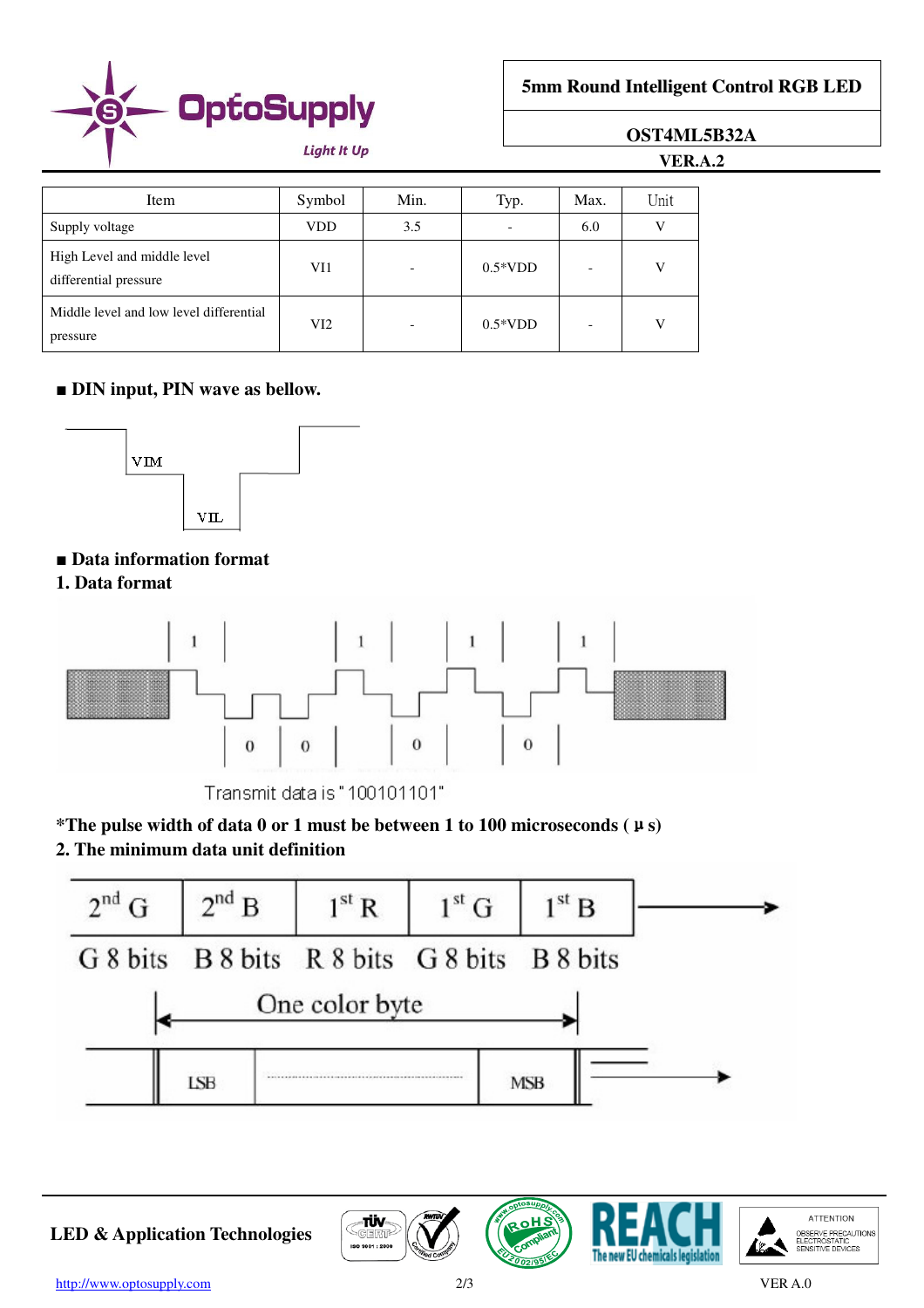| Item | Symbol | Min. | Typ. | Max. | Unit |
|---|---|---|---|---|---|
| Supply voltage | VDD | 3.5 | - | 6.0 | V |
| High Level and middle level differential pressure | VI1 | - | 0.5*VDD | - | V |
| Middle level and low level differential pressure | VI2 | - | 0.5*VDD | - | V |

■ **DIN input, PIN wave as bellow.**

VIM

VIL

■ **Data information format**

**1. Data format**

Transmit data is "100101101"

**\*The pulse width of data 0 or 1 must be between 1 to 100 microseconds ( μ s)**

**2. The minimum data unit definition**

| 2nd G | 2nd B | 1st R | 1st G | 1st B |
|---|---|---|---|---|
| G 8 bits | B 8 bits | R 8 bits | G 8 bits | B 8 bits |

One color byte

LSB ........ MSB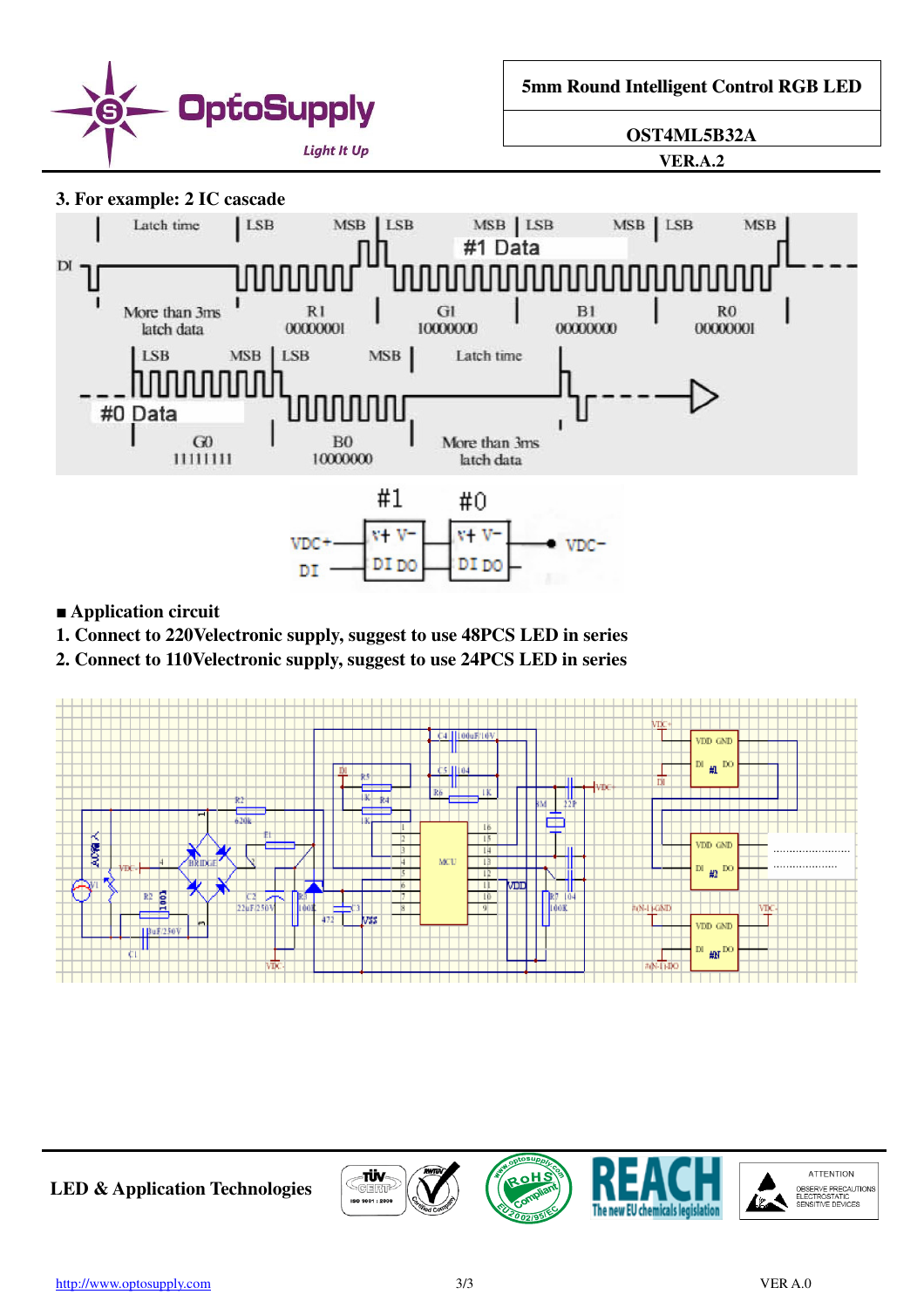### 3. For example: 2 IC cascade

Latch time
LSB MSB LSB MSB LSB MSB LSB MSB
#1 Data
DI
More than 3ms latch data
R1 00000001
G1 10000000
B1 00000000
R0 00000001
LSB MSB LSB MSB Latch time
#0 Data
G0 11111111
B0 10000000
More than 3ms latch data

#1 #0
VDC+ V+ V- V+ V- VDC-
DI DI DO DI DO

■ **Application circuit**

1. Connect to 220Velectronic supply, suggest to use 48PCS LED in series
2. Connect to 110Velectronic supply, suggest to use 24PCS LED in series

**LED & Application Technologies**